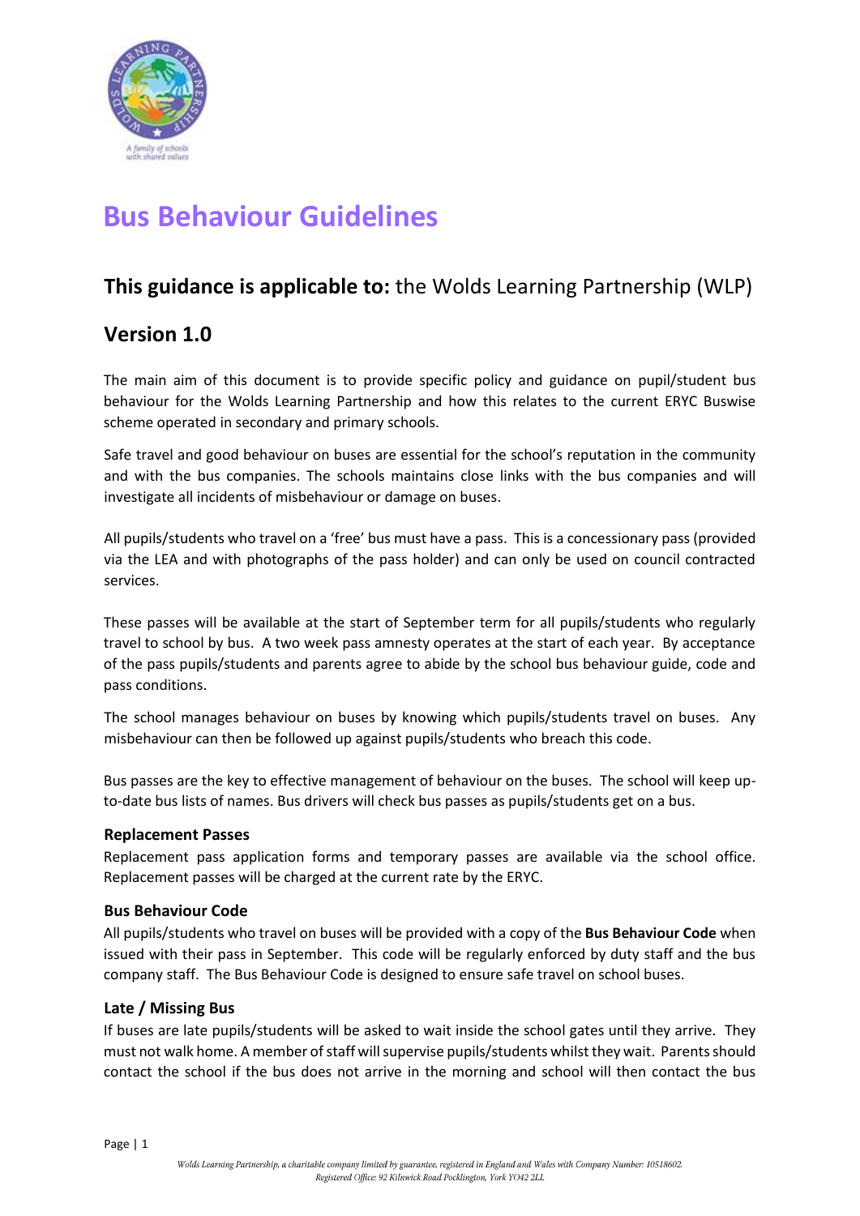# Bus Behaviour Guidelines

## **This guidance is applicable to:** the Wolds Learning Partnership (WLP)

## Version 1.0

The main aim of this document is to provide specific policy and guidance on pupil/student bus behaviour for the Wolds Learning Partnership and how this relates to the current ERYC Buswise scheme operated in secondary and primary schools.

Safe travel and good behaviour on buses are essential for the school's reputation in the community and with the bus companies. The schools maintains close links with the bus companies and will investigate all incidents of misbehaviour or damage on buses.

All pupils/students who travel on a 'free' bus must have a pass. This is a concessionary pass (provided via the LEA and with photographs of the pass holder) and can only be used on council contracted services.

These passes will be available at the start of September term for all pupils/students who regularly travel to school by bus. A two week pass amnesty operates at the start of each year. By acceptance of the pass pupils/students and parents agree to abide by the school bus behaviour guide, code and pass conditions.

The school manages behaviour on buses by knowing which pupils/students travel on buses. Any misbehaviour can then be followed up against pupils/students who breach this code.

Bus passes are the key to effective management of behaviour on the buses. The school will keep up-to-date bus lists of names. Bus drivers will check bus passes as pupils/students get on a bus.

### Replacement Passes

Replacement pass application forms and temporary passes are available via the school office. Replacement passes will be charged at the current rate by the ERYC.

### Bus Behaviour Code

All pupils/students who travel on buses will be provided with a copy of the **Bus Behaviour Code** when issued with their pass in September. This code will be regularly enforced by duty staff and the bus company staff. The Bus Behaviour Code is designed to ensure safe travel on school buses.

### Late / Missing Bus

If buses are late pupils/students will be asked to wait inside the school gates until they arrive. They must not walk home. A member of staff will supervise pupils/students whilst they wait. Parents should contact the school if the bus does not arrive in the morning and school will then contact the bus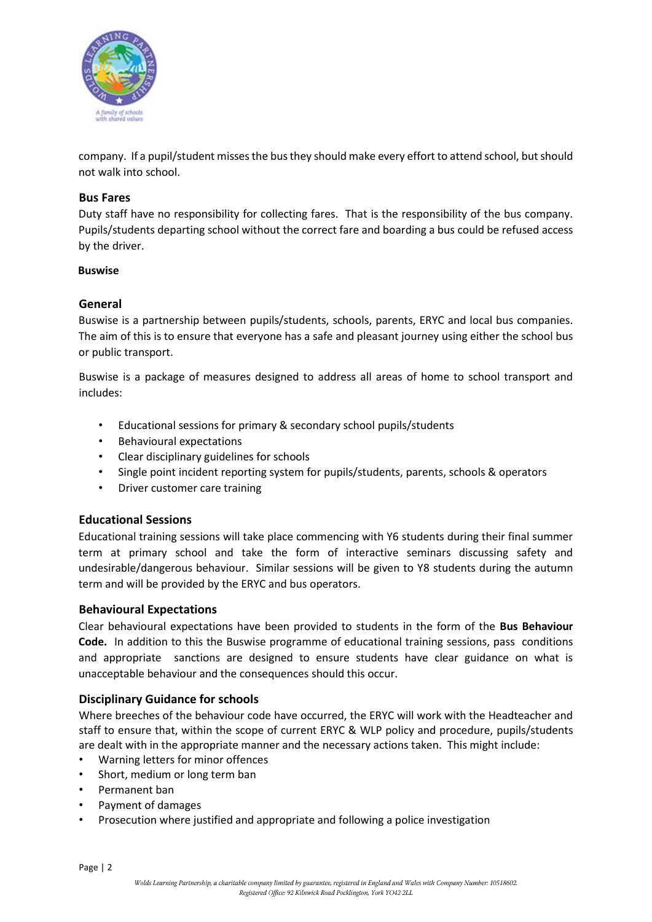company. If a pupil/student misses the bus they should make every effort to attend school, but should not walk into school.

### Bus Fares

Duty staff have no responsibility for collecting fares. That is the responsibility of the bus company. Pupils/students departing school without the correct fare and boarding a bus could be refused access by the driver.

**Buswise**

### General

Buswise is a partnership between pupils/students, schools, parents, ERYC and local bus companies. The aim of this is to ensure that everyone has a safe and pleasant journey using either the school bus or public transport.

Buswise is a package of measures designed to address all areas of home to school transport and includes:

- Educational sessions for primary & secondary school pupils/students
- Behavioural expectations
- Clear disciplinary guidelines for schools
- Single point incident reporting system for pupils/students, parents, schools & operators
- Driver customer care training

### Educational Sessions

Educational training sessions will take place commencing with Y6 students during their final summer term at primary school and take the form of interactive seminars discussing safety and undesirable/dangerous behaviour. Similar sessions will be given to Y8 students during the autumn term and will be provided by the ERYC and bus operators.

### Behavioural Expectations

Clear behavioural expectations have been provided to students in the form of the **Bus Behaviour Code.** In addition to this the Buswise programme of educational training sessions, pass conditions and appropriate sanctions are designed to ensure students have clear guidance on what is unacceptable behaviour and the consequences should this occur.

### Disciplinary Guidance for schools

Where breeches of the behaviour code have occurred, the ERYC will work with the Headteacher and staff to ensure that, within the scope of current ERYC & WLP policy and procedure, pupils/students are dealt with in the appropriate manner and the necessary actions taken. This might include:

- Warning letters for minor offences
- Short, medium or long term ban
- Permanent ban
- Payment of damages
- Prosecution where justified and appropriate and following a police investigation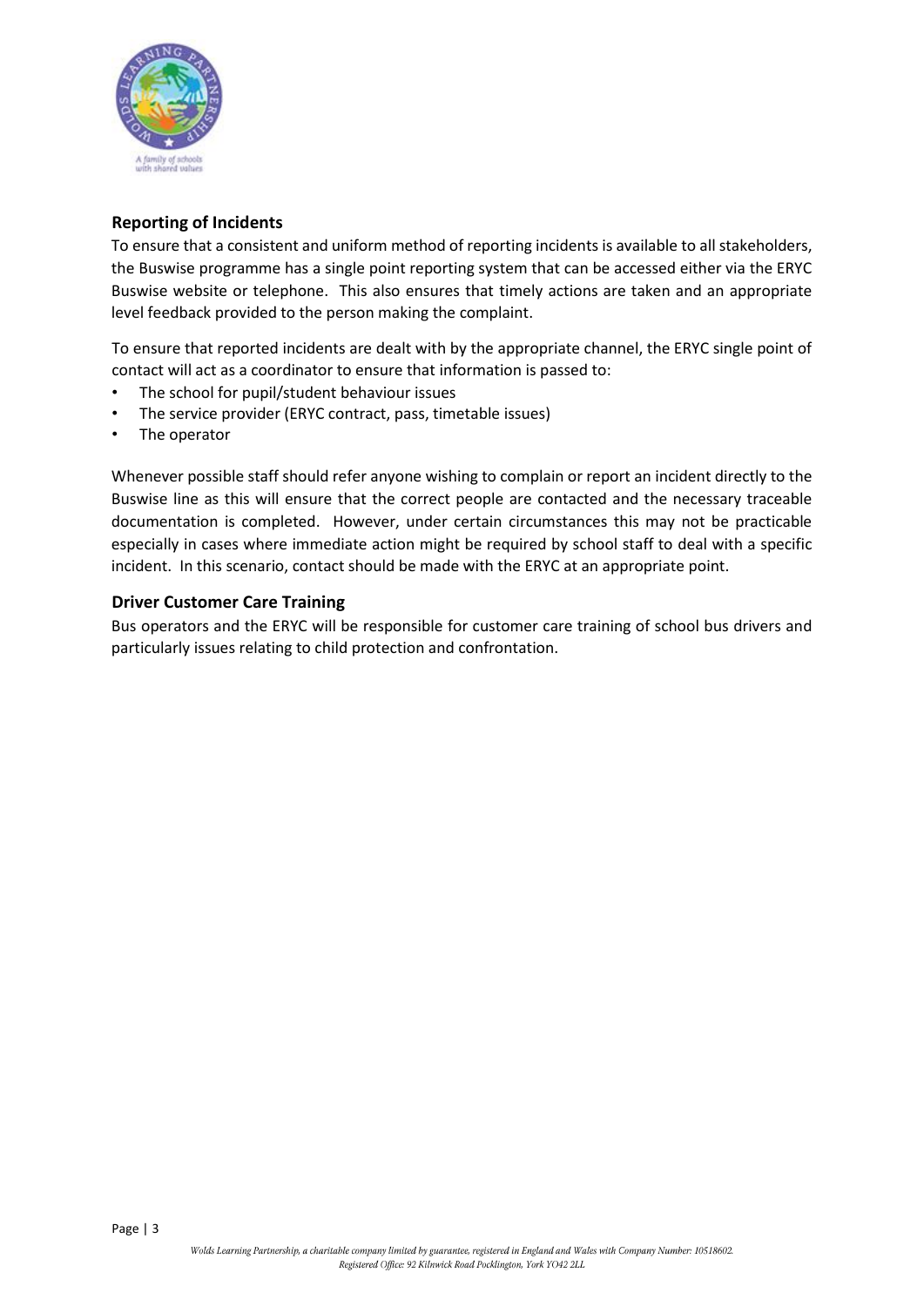## Reporting of Incidents

To ensure that a consistent and uniform method of reporting incidents is available to all stakeholders, the Buswise programme has a single point reporting system that can be accessed either via the ERYC Buswise website or telephone. This also ensures that timely actions are taken and an appropriate level feedback provided to the person making the complaint.

To ensure that reported incidents are dealt with by the appropriate channel, the ERYC single point of contact will act as a coordinator to ensure that information is passed to:

- The school for pupil/student behaviour issues
- The service provider (ERYC contract, pass, timetable issues)
- The operator

Whenever possible staff should refer anyone wishing to complain or report an incident directly to the Buswise line as this will ensure that the correct people are contacted and the necessary traceable documentation is completed. However, under certain circumstances this may not be practicable especially in cases where immediate action might be required by school staff to deal with a specific incident. In this scenario, contact should be made with the ERYC at an appropriate point.

## Driver Customer Care Training

Bus operators and the ERYC will be responsible for customer care training of school bus drivers and particularly issues relating to child protection and confrontation.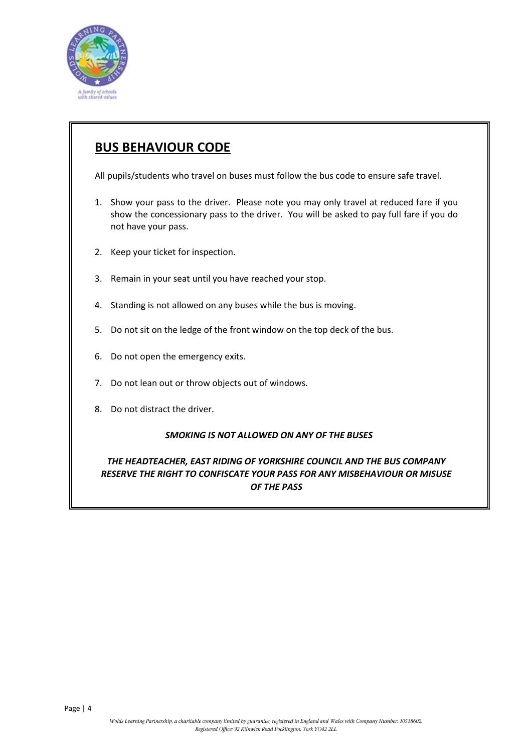## BUS BEHAVIOUR CODE

All pupils/students who travel on buses must follow the bus code to ensure safe travel.

1. Show your pass to the driver. Please note you may only travel at reduced fare if you show the concessionary pass to the driver. You will be asked to pay full fare if you do not have your pass.
2. Keep your ticket for inspection.
3. Remain in your seat until you have reached your stop.
4. Standing is not allowed on any buses while the bus is moving.
5. Do not sit on the ledge of the front window on the top deck of the bus.
6. Do not open the emergency exits.
7. Do not lean out or throw objects out of windows.
8. Do not distract the driver.

***SMOKING IS NOT ALLOWED ON ANY OF THE BUSES***

***THE HEADTEACHER, EAST RIDING OF YORKSHIRE COUNCIL AND THE BUS COMPANY RESERVE THE RIGHT TO CONFISCATE YOUR PASS FOR ANY MISBEHAVIOUR OR MISUSE OF THE PASS***